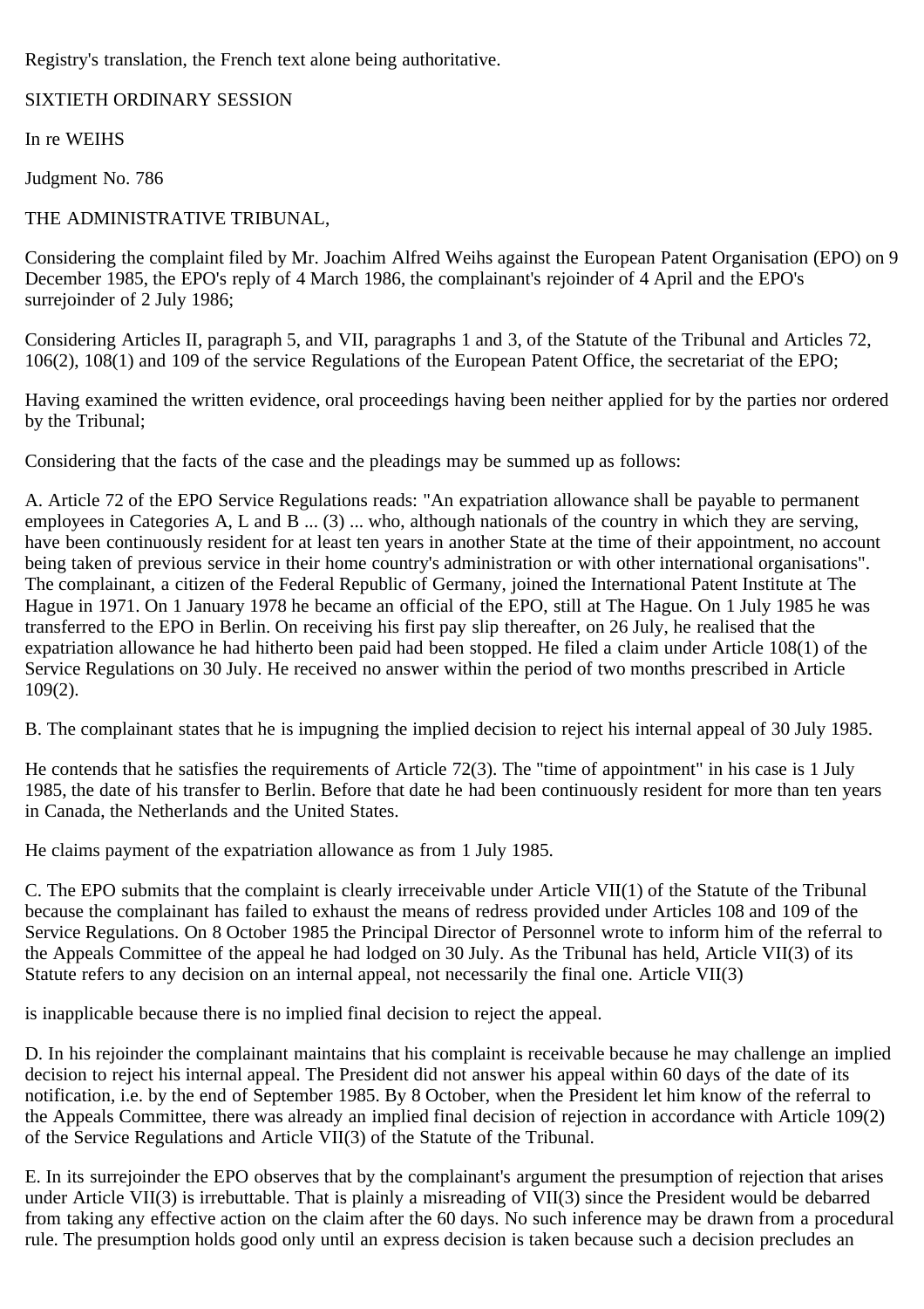Registry's translation, the French text alone being authoritative.

SIXTIETH ORDINARY SESSION

In re WEIHS

Judgment No. 786

THE ADMINISTRATIVE TRIBUNAL,

Considering the complaint filed by Mr. Joachim Alfred Weihs against the European Patent Organisation (EPO) on 9 December 1985, the EPO's reply of 4 March 1986, the complainant's rejoinder of 4 April and the EPO's surrejoinder of 2 July 1986;

Considering Articles II, paragraph 5, and VII, paragraphs 1 and 3, of the Statute of the Tribunal and Articles 72, 106(2), 108(1) and 109 of the service Regulations of the European Patent Office, the secretariat of the EPO;

Having examined the written evidence, oral proceedings having been neither applied for by the parties nor ordered by the Tribunal;

Considering that the facts of the case and the pleadings may be summed up as follows:

A. Article 72 of the EPO Service Regulations reads: "An expatriation allowance shall be payable to permanent employees in Categories A, L and B ... (3) ... who, although nationals of the country in which they are serving, have been continuously resident for at least ten years in another State at the time of their appointment, no account being taken of previous service in their home country's administration or with other international organisations". The complainant, a citizen of the Federal Republic of Germany, joined the International Patent Institute at The Hague in 1971. On 1 January 1978 he became an official of the EPO, still at The Hague. On 1 July 1985 he was transferred to the EPO in Berlin. On receiving his first pay slip thereafter, on 26 July, he realised that the expatriation allowance he had hitherto been paid had been stopped. He filed a claim under Article 108(1) of the Service Regulations on 30 July. He received no answer within the period of two months prescribed in Article 109(2).

B. The complainant states that he is impugning the implied decision to reject his internal appeal of 30 July 1985.

He contends that he satisfies the requirements of Article 72(3). The "time of appointment" in his case is 1 July 1985, the date of his transfer to Berlin. Before that date he had been continuously resident for more than ten years in Canada, the Netherlands and the United States.

He claims payment of the expatriation allowance as from 1 July 1985.

C. The EPO submits that the complaint is clearly irreceivable under Article VII(1) of the Statute of the Tribunal because the complainant has failed to exhaust the means of redress provided under Articles 108 and 109 of the Service Regulations. On 8 October 1985 the Principal Director of Personnel wrote to inform him of the referral to the Appeals Committee of the appeal he had lodged on 30 July. As the Tribunal has held, Article VII(3) of its Statute refers to any decision on an internal appeal, not necessarily the final one. Article VII(3)

is inapplicable because there is no implied final decision to reject the appeal.

D. In his rejoinder the complainant maintains that his complaint is receivable because he may challenge an implied decision to reject his internal appeal. The President did not answer his appeal within 60 days of the date of its notification, i.e. by the end of September 1985. By 8 October, when the President let him know of the referral to the Appeals Committee, there was already an implied final decision of rejection in accordance with Article 109(2) of the Service Regulations and Article VII(3) of the Statute of the Tribunal.

E. In its surrejoinder the EPO observes that by the complainant's argument the presumption of rejection that arises under Article VII(3) is irrebuttable. That is plainly a misreading of VII(3) since the President would be debarred from taking any effective action on the claim after the 60 days. No such inference may be drawn from a procedural rule. The presumption holds good only until an express decision is taken because such a decision precludes an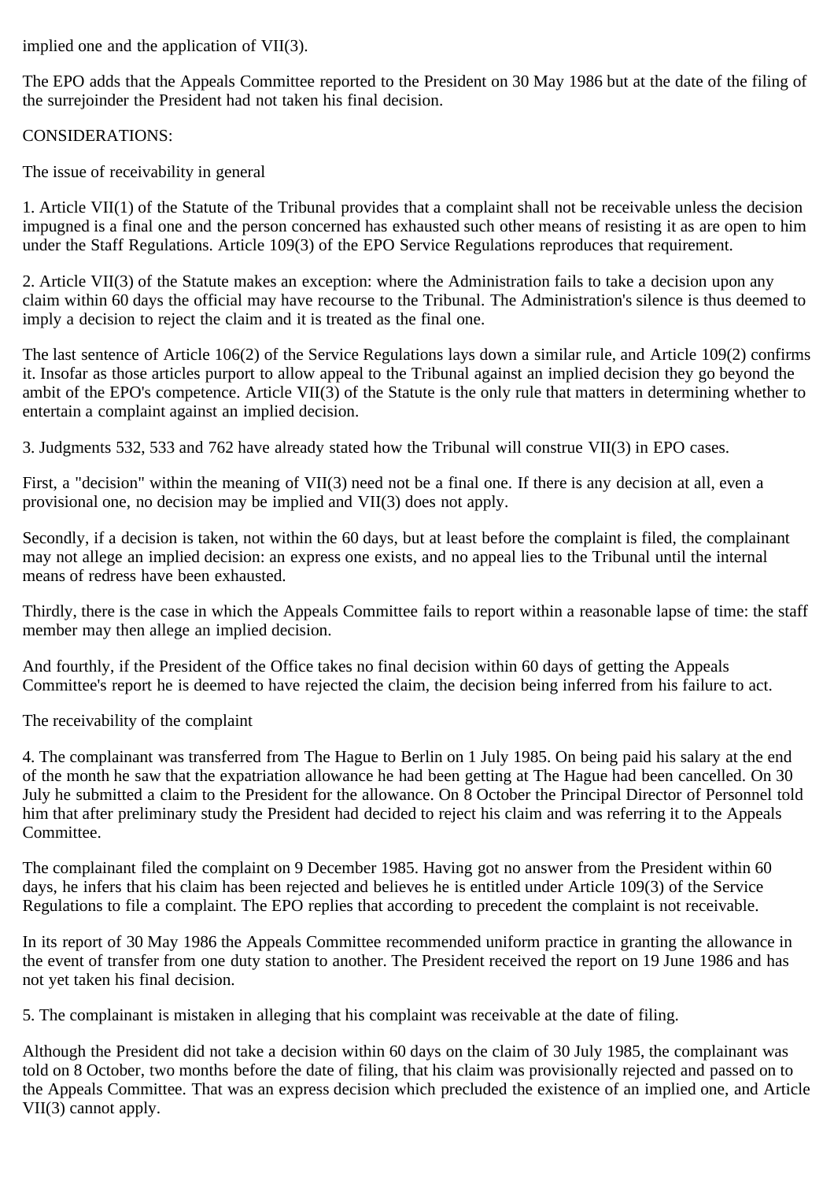implied one and the application of VII(3).

The EPO adds that the Appeals Committee reported to the President on 30 May 1986 but at the date of the filing of the surrejoinder the President had not taken his final decision.

CONSIDERATIONS:

The issue of receivability in general

1. Article VII(1) of the Statute of the Tribunal provides that a complaint shall not be receivable unless the decision impugned is a final one and the person concerned has exhausted such other means of resisting it as are open to him under the Staff Regulations. Article 109(3) of the EPO Service Regulations reproduces that requirement.

2. Article VII(3) of the Statute makes an exception: where the Administration fails to take a decision upon any claim within 60 days the official may have recourse to the Tribunal. The Administration's silence is thus deemed to imply a decision to reject the claim and it is treated as the final one.

The last sentence of Article 106(2) of the Service Regulations lays down a similar rule, and Article 109(2) confirms it. Insofar as those articles purport to allow appeal to the Tribunal against an implied decision they go beyond the ambit of the EPO's competence. Article VII(3) of the Statute is the only rule that matters in determining whether to entertain a complaint against an implied decision.

3. Judgments 532, 533 and 762 have already stated how the Tribunal will construe VII(3) in EPO cases.

First, a "decision" within the meaning of VII(3) need not be a final one. If there is any decision at all, even a provisional one, no decision may be implied and VII(3) does not apply.

Secondly, if a decision is taken, not within the 60 days, but at least before the complaint is filed, the complainant may not allege an implied decision: an express one exists, and no appeal lies to the Tribunal until the internal means of redress have been exhausted.

Thirdly, there is the case in which the Appeals Committee fails to report within a reasonable lapse of time: the staff member may then allege an implied decision.

And fourthly, if the President of the Office takes no final decision within 60 days of getting the Appeals Committee's report he is deemed to have rejected the claim, the decision being inferred from his failure to act.

The receivability of the complaint

4. The complainant was transferred from The Hague to Berlin on 1 July 1985. On being paid his salary at the end of the month he saw that the expatriation allowance he had been getting at The Hague had been cancelled. On 30 July he submitted a claim to the President for the allowance. On 8 October the Principal Director of Personnel told him that after preliminary study the President had decided to reject his claim and was referring it to the Appeals Committee.

The complainant filed the complaint on 9 December 1985. Having got no answer from the President within 60 days, he infers that his claim has been rejected and believes he is entitled under Article 109(3) of the Service Regulations to file a complaint. The EPO replies that according to precedent the complaint is not receivable.

In its report of 30 May 1986 the Appeals Committee recommended uniform practice in granting the allowance in the event of transfer from one duty station to another. The President received the report on 19 June 1986 and has not yet taken his final decision.

5. The complainant is mistaken in alleging that his complaint was receivable at the date of filing.

Although the President did not take a decision within 60 days on the claim of 30 July 1985, the complainant was told on 8 October, two months before the date of filing, that his claim was provisionally rejected and passed on to the Appeals Committee. That was an express decision which precluded the existence of an implied one, and Article VII(3) cannot apply.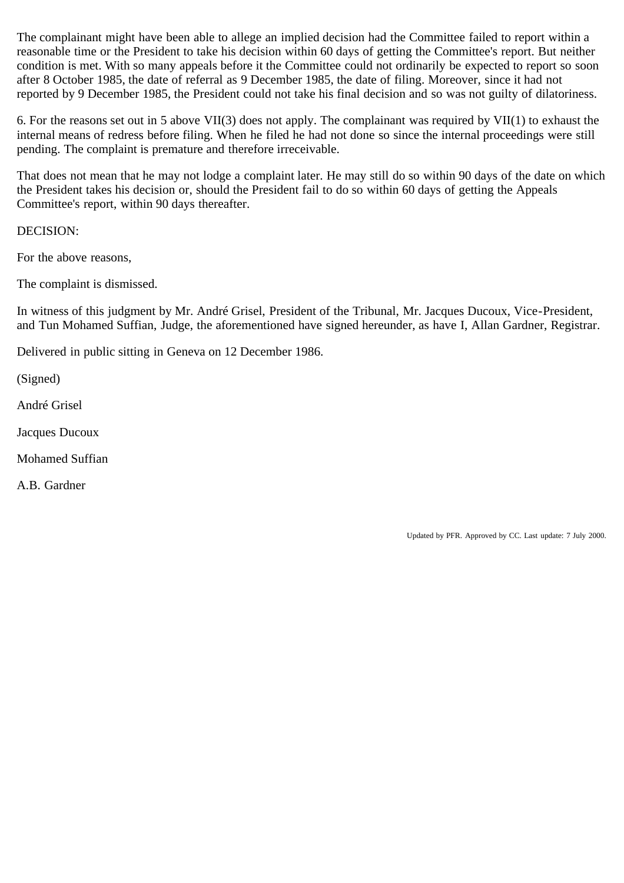The complainant might have been able to allege an implied decision had the Committee failed to report within a reasonable time or the President to take his decision within 60 days of getting the Committee's report. But neither condition is met. With so many appeals before it the Committee could not ordinarily be expected to report so soon after 8 October 1985, the date of referral as 9 December 1985, the date of filing. Moreover, since it had not reported by 9 December 1985, the President could not take his final decision and so was not guilty of dilatoriness.

6. For the reasons set out in 5 above VII(3) does not apply. The complainant was required by VII(1) to exhaust the internal means of redress before filing. When he filed he had not done so since the internal proceedings were still pending. The complaint is premature and therefore irreceivable.

That does not mean that he may not lodge a complaint later. He may still do so within 90 days of the date on which the President takes his decision or, should the President fail to do so within 60 days of getting the Appeals Committee's report, within 90 days thereafter.

DECISION:

For the above reasons,

The complaint is dismissed.

In witness of this judgment by Mr. André Grisel, President of the Tribunal, Mr. Jacques Ducoux, Vice-President, and Tun Mohamed Suffian, Judge, the aforementioned have signed hereunder, as have I, Allan Gardner, Registrar.

Delivered in public sitting in Geneva on 12 December 1986.

(Signed)

André Grisel

Jacques Ducoux

Mohamed Suffian

A.B. Gardner

Updated by PFR. Approved by CC. Last update: 7 July 2000.